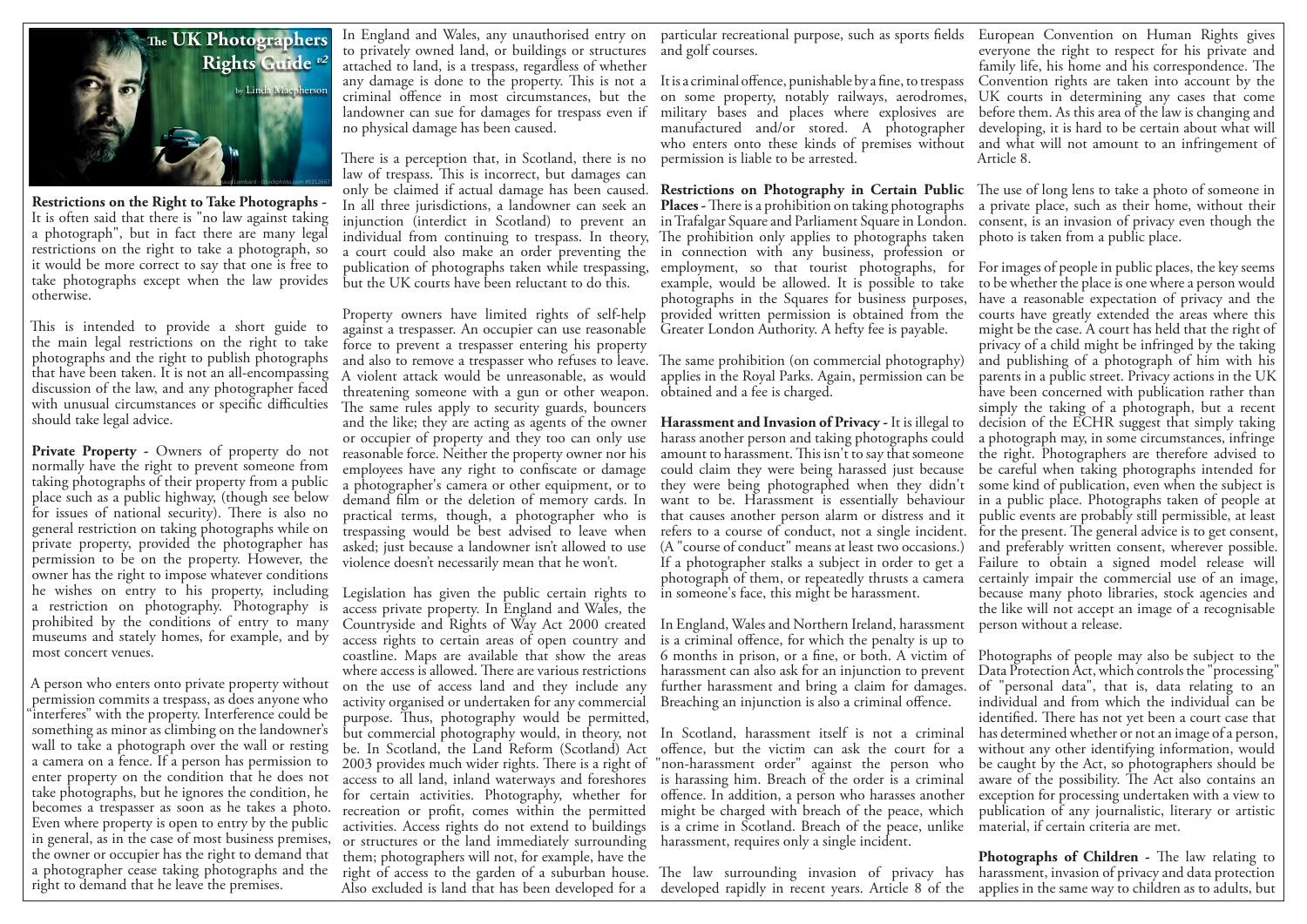# The UK Photographers Rights Guide v2

by Linda Macpherson

**Restrictions on the Right to Take Photographs -** It is often said that there is "no law against taking a photograph", but in fact there are many legal restrictions on the right to take a photograph, so it would be more correct to say that one is free to take photographs except when the law provides otherwise.

This is intended to provide a short guide to the main legal restrictions on the right to take photographs and the right to publish photographs that have been taken. It is not an all-encompassing discussion of the law, and any photographer faced with unusual circumstances or specific difficulties should take legal advice.

**Private Property -** Owners of property do not normally have the right to prevent someone from taking photographs of their property from a public place such as a public highway, (though see below for issues of national security). There is also no general restriction on taking photographs while on private property, provided the photographer has permission to be on the property. However, the owner has the right to impose whatever conditions he wishes on entry to his property, including a restriction on photography. Photography is prohibited by the conditions of entry to many museums and stately homes, for example, and by most concert venues.

A person who enters onto private property without permission commits a trespass, as does anyone who "interferes" with the property. Interference could be something as minor as climbing on the landowner's wall to take a photograph over the wall or resting a camera on a fence. If a person has permission to enter property on the condition that he does not take photographs, but he ignores the condition, he becomes a trespasser as soon as he takes a photo. Even where property is open to entry by the public in general, as in the case of most business premises, the owner or occupier has the right to demand that a photographer cease taking photographs and the right to demand that he leave the premises.

In England and Wales, any unauthorised entry on to privately owned land, or buildings or structures attached to land, is a trespass, regardless of whether any damage is done to the property. This is not a criminal offence in most circumstances, but the landowner can sue for damages for trespass even if no physical damage has been caused.

There is a perception that, in Scotland, there is no law of trespass. This is incorrect, but damages can only be claimed if actual damage has been caused. In all three jurisdictions, a landowner can seek an injunction (interdict in Scotland) to prevent an individual from continuing to trespass. In theory, a court could also make an order preventing the publication of photographs taken while trespassing, but the UK courts have been reluctant to do this.

Property owners have limited rights of self-help against a trespasser. An occupier can use reasonable force to prevent a trespasser entering his property and also to remove a trespasser who refuses to leave. A violent attack would be unreasonable, as would threatening someone with a gun or other weapon. The same rules apply to security guards, bouncers and the like; they are acting as agents of the owner or occupier of property and they too can only use reasonable force. Neither the property owner nor his employees have any right to confiscate or damage a photographer's camera or other equipment, or to demand film or the deletion of memory cards. In practical terms, though, a photographer who is trespassing would be best advised to leave when asked; just because a landowner isn't allowed to use violence doesn't necessarily mean that he won't.

Legislation has given the public certain rights to access private property. In England and Wales, the Countryside and Rights of Way Act 2000 created access rights to certain areas of open country and coastline. Maps are available that show the areas where access is allowed. There are various restrictions on the use of access land and they include any activity organised or undertaken for any commercial purpose. Thus, photography would be permitted, but commercial photography would, in theory, not be. In Scotland, the Land Reform (Scotland) Act 2003 provides much wider rights. There is a right of access to all land, inland waterways and foreshores for certain activities. Photography, whether for recreation or profit, comes within the permitted activities. Access rights do not extend to buildings or structures or the land immediately surrounding them; photographers will not, for example, have the right of access to the garden of a suburban house. Also excluded is land that has been developed for a particular recreational purpose, such as sports fields and golf courses.

It is a criminal offence, punishable by a fine, to trespass on some property, notably railways, aerodromes, military bases and places where explosives are manufactured and/or stored. A photographer who enters onto these kinds of premises without permission is liable to be arrested.

**Restrictions on Photography in Certain Public Places -** There is a prohibition on taking photographs in Trafalgar Square and Parliament Square in London. The prohibition only applies to photographs taken in connection with any business, profession or employment, so that tourist photographs, for example, would be allowed. It is possible to take photographs in the Squares for business purposes, provided written permission is obtained from the Greater London Authority. A hefty fee is payable.

The same prohibition (on commercial photography) applies in the Royal Parks. Again, permission can be obtained and a fee is charged.

**Harassment and Invasion of Privacy -** It is illegal to harass another person and taking photographs could amount to harassment. This isn't to say that someone could claim they were being harassed just because they were being photographed when they didn't want to be. Harassment is essentially behaviour that causes another person alarm or distress and it refers to a course of conduct, not a single incident. (A "course of conduct" means at least two occasions.) If a photographer stalks a subject in order to get a photograph of them, or repeatedly thrusts a camera in someone's face, this might be harassment.

In England, Wales and Northern Ireland, harassment is a criminal offence, for which the penalty is up to 6 months in prison, or a fine, or both. A victim of harassment can also ask for an injunction to prevent further harassment and bring a claim for damages. Breaching an injunction is also a criminal offence.

In Scotland, harassment itself is not a criminal offence, but the victim can ask the court for a "non-harassment order" against the person who is harassing him. Breach of the order is a criminal offence. In addition, a person who harasses another might be charged with breach of the peace, which is a crime in Scotland. Breach of the peace, unlike harassment, requires only a single incident.

The law surrounding invasion of privacy has developed rapidly in recent years. Article 8 of the European Convention on Human Rights gives everyone the right to respect for his private and family life, his home and his correspondence. The Convention rights are taken into account by the UK courts in determining any cases that come before them. As this area of the law is changing and developing, it is hard to be certain about what will and what will not amount to an infringement of Article 8.

The use of long lens to take a photo of someone in a private place, such as their home, without their consent, is an invasion of privacy even though the photo is taken from a public place.

For images of people in public places, the key seems to be whether the place is one where a person would have a reasonable expectation of privacy and the courts have greatly extended the areas where this might be the case. A court has held that the right of privacy of a child might be infringed by the taking and publishing of a photograph of him with his parents in a public street. Privacy actions in the UK have been concerned with publication rather than simply the taking of a photograph, but a recent decision of the ECHR suggest that simply taking a photograph may, in some circumstances, infringe the right. Photographers are therefore advised to be careful when taking photographs intended for some kind of publication, even when the subject is in a public place. Photographs taken of people at public events are probably still permissible, at least for the present. The general advice is to get consent, and preferably written consent, wherever possible. Failure to obtain a signed model release will certainly impair the commercial use of an image, because many photo libraries, stock agencies and the like will not accept an image of a recognisable person without a release.

Photographs of people may also be subject to the Data Protection Act, which controls the "processing" of "personal data", that is, data relating to an individual and from which the individual can be identified. There has not yet been a court case that has determined whether or not an image of a person, without any other identifying information, would be caught by the Act, so photographers should be aware of the possibility. The Act also contains an exception for processing undertaken with a view to publication of any journalistic, literary or artistic material, if certain criteria are met.

**Photographs of Children -** The law relating to harassment, invasion of privacy and data protection applies in the same way to children as to adults, but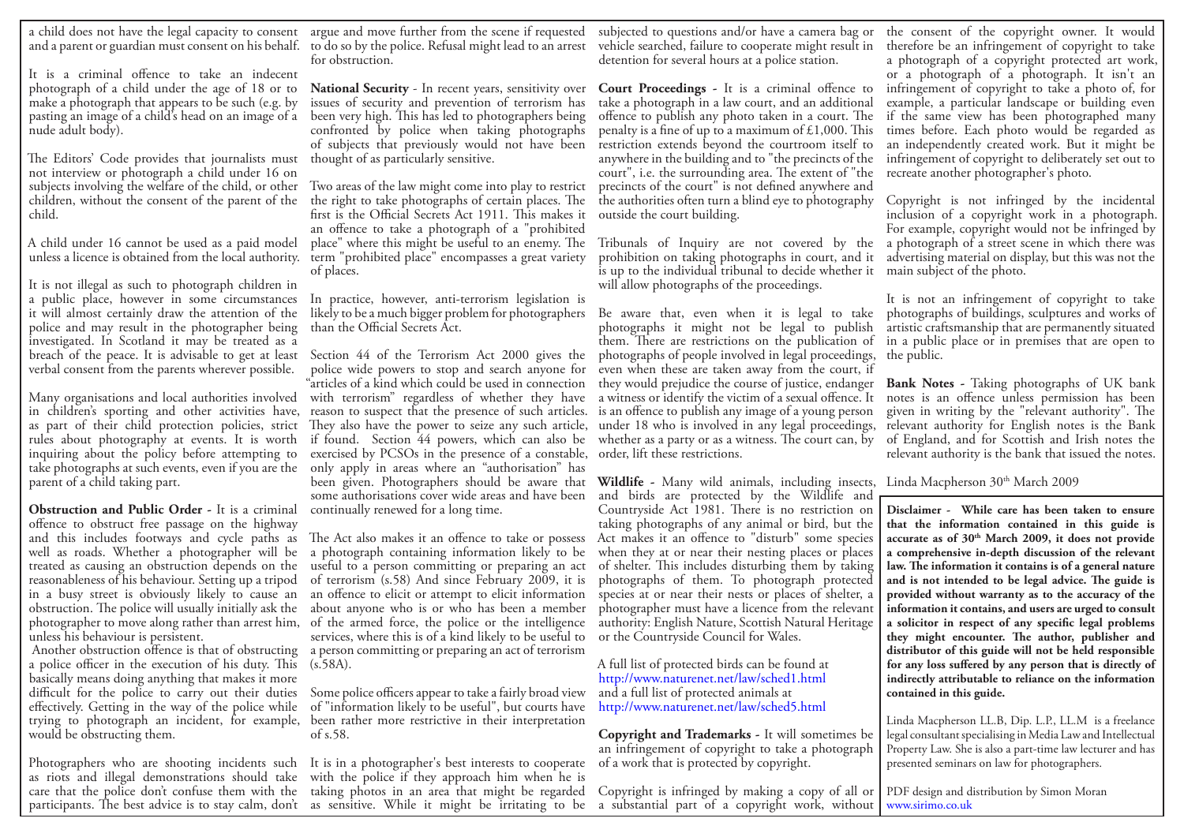a child does not have the legal capacity to consent and a parent or guardian must consent on his behalf.

It is a criminal offence to take an indecent photograph of a child under the age of 18 or to make a photograph that appears to be such (e.g. by pasting an image of a child's head on an image of a nude adult body).

The Editors' Code provides that journalists must not interview or photograph a child under 16 on subjects involving the welfare of the child, or other children, without the consent of the parent of the child.

A child under 16 cannot be used as a paid model unless a licence is obtained from the local authority.

It is not illegal as such to photograph children in a public place, however in some circumstances it will almost certainly draw the attention of the police and may result in the photographer being investigated. In Scotland it may be treated as a breach of the peace. It is advisable to get at least verbal consent from the parents wherever possible.

Many organisations and local authorities involved in children's sporting and other activities have, as part of their child protection policies, strict rules about photography at events. It is worth inquiring about the policy before attempting to take photographs at such events, even if you are the parent of a child taking part.

**Obstruction and Public Order -** It is a criminal offence to obstruct free passage on the highway and this includes footways and cycle paths as well as roads. Whether a photographer will be treated as causing an obstruction depends on the reasonableness of his behaviour. Setting up a tripod in a busy street is obviously likely to cause an obstruction. The police will usually initially ask the photographer to move along rather than arrest him, unless his behaviour is persistent.

Another obstruction offence is that of obstructing a police officer in the execution of his duty. This basically means doing anything that makes it more difficult for the police to carry out their duties effectively. Getting in the way of the police while trying to photograph an incident, for example, would be obstructing them.

Photographers who are shooting incidents such as riots and illegal demonstrations should take care that the police don't confuse them with the participants. The best advice is to stay calm, don't argue and move further from the scene if requested to do so by the police. Refusal might lead to an arrest for obstruction.

**National Security -** In recent years, sensitivity over issues of security and prevention of terrorism has been very high. This has led to photographers being confronted by police when taking photographs of subjects that previously would not have been thought of as particularly sensitive.

Two areas of the law might come into play to restrict the right to take photographs of certain places. The first is the Official Secrets Act 1911. This makes it an offence to take a photograph of a "prohibited place" where this might be useful to an enemy. The term "prohibited place" encompasses a great variety of places.

In practice, however, anti-terrorism legislation is likely to be a much bigger problem for photographers than the Official Secrets Act.

Section 44 of the Terrorism Act 2000 gives the police wide powers to stop and search anyone for "articles of a kind which could be used in connection with terrorism" regardless of whether they have reason to suspect that the presence of such articles. They also have the power to seize any such article, if found. Section 44 powers, which can also be exercised by PCSOs in the presence of a constable, only apply in areas where an "authorisation" has been given. Photographers should be aware that some authorisations cover wide areas and have been continually renewed for a long time.

The Act also makes it an offence to take or possess a photograph containing information likely to be useful to a person committing or preparing an act of terrorism (s.58) And since February 2009, it is an offence to elicit or attempt to elicit information about anyone who is or who has been a member of the armed force, the police or the intelligence services, where this is of a kind likely to be useful to a person committing or preparing an act of terrorism (s.58A).

Some police officers appear to take a fairly broad view of "information likely to be useful", but courts have been rather more restrictive in their interpretation of s.58.

It is in a photographer's best interests to cooperate with the police if they approach him when he is taking photos in an area that might be regarded as sensitive. While it might be irritating to be subjected to questions and/or have a camera bag or vehicle searched, failure to cooperate might result in detention for several hours at a police station.

**Court Proceedings -** It is a criminal offence to take a photograph in a law court, and an additional offence to publish any photo taken in a court. The penalty is a fine of up to a maximum of £1,000. This restriction extends beyond the courtroom itself to anywhere in the building and to "the precincts of the court", i.e. the surrounding area. The extent of "the precincts of the court" is not defined anywhere and the authorities often turn a blind eye to photography outside the court building.

Tribunals of Inquiry are not covered by the prohibition on taking photographs in court, and it is up to the individual tribunal to decide whether it will allow photographs of the proceedings.

Be aware that, even when it is legal to take photographs it might not be legal to publish them. There are restrictions on the publication of photographs of people involved in legal proceedings, even when these are taken away from the court, if they would prejudice the course of justice, endanger a witness or identify the victim of a sexual offence. It is an offence to publish any image of a young person under 18 who is involved in any legal proceedings, whether as a party or as a witness. The court can, by order, lift these restrictions.

**Wildlife -** Many wild animals, including insects, and birds are protected by the Wildlife and Countryside Act 1981. There is no restriction on taking photographs of any animal or bird, but the Act makes it an offence to "disturb" some species when they at or near their nesting places or places of shelter. This includes disturbing them by taking photographs of them. To photograph protected species at or near their nests or places of shelter, a photographer must have a licence from the relevant authority: English Nature, Scottish Natural Heritage or the Countryside Council for Wales.

A full list of protected birds can be found at http://www.naturenet.net/law/sched1.html and a full list of protected animals at http://www.naturenet.net/law/sched5.html

**Copyright and Trademarks -** It will sometimes be an infringement of copyright to take a photograph of a work that is protected by copyright.

Copyright is infringed by making a copy of all or a substantial part of a copyright work, without the consent of the copyright owner. It would therefore be an infringement of copyright to take a photograph of a copyright protected art work, or a photograph of a photograph. It isn't an infringement of copyright to take a photo of, for example, a particular landscape or building even if the same view has been photographed many times before. Each photo would be regarded as an independently created work. But it might be infringement of copyright to deliberately set out to recreate another photographer's photo.

Copyright is not infringed by the incidental inclusion of a copyright work in a photograph. For example, copyright would not be infringed by a photograph of a street scene in which there was advertising material on display, but this was not the main subject of the photo.

It is not an infringement of copyright to take photographs of buildings, sculptures and works of artistic craftsmanship that are permanently situated in a public place or in premises that are open to the public.

**Bank Notes -** Taking photographs of UK bank notes is an offence unless permission has been given in writing by the "relevant authority". The relevant authority for English notes is the Bank of England, and for Scottish and Irish notes the relevant authority is the bank that issued the notes.

Linda Macpherson 30th March 2009

**Disclaimer - While care has been taken to ensure that the information contained in this guide is accurate as of 30th March 2009, it does not provide a comprehensive in-depth discussion of the relevant law. The information it contains is of a general nature and is not intended to be legal advice. The guide is provided without warranty as to the accuracy of the information it contains, and users are urged to consult a solicitor in respect of any specific legal problems they might encounter. The author, publisher and distributor of this guide will not be held responsible for any loss suffered by any person that is directly of indirectly attributable to reliance on the information contained in this guide.**

Linda Macpherson LL.B, Dip. L.P., LL.M is a freelance legal consultant specialising in Media Law and Intellectual Property Law. She is also a part-time law lecturer and has presented seminars on law for photographers.

PDF design and distribution by Simon Moran www.sirimo.co.uk